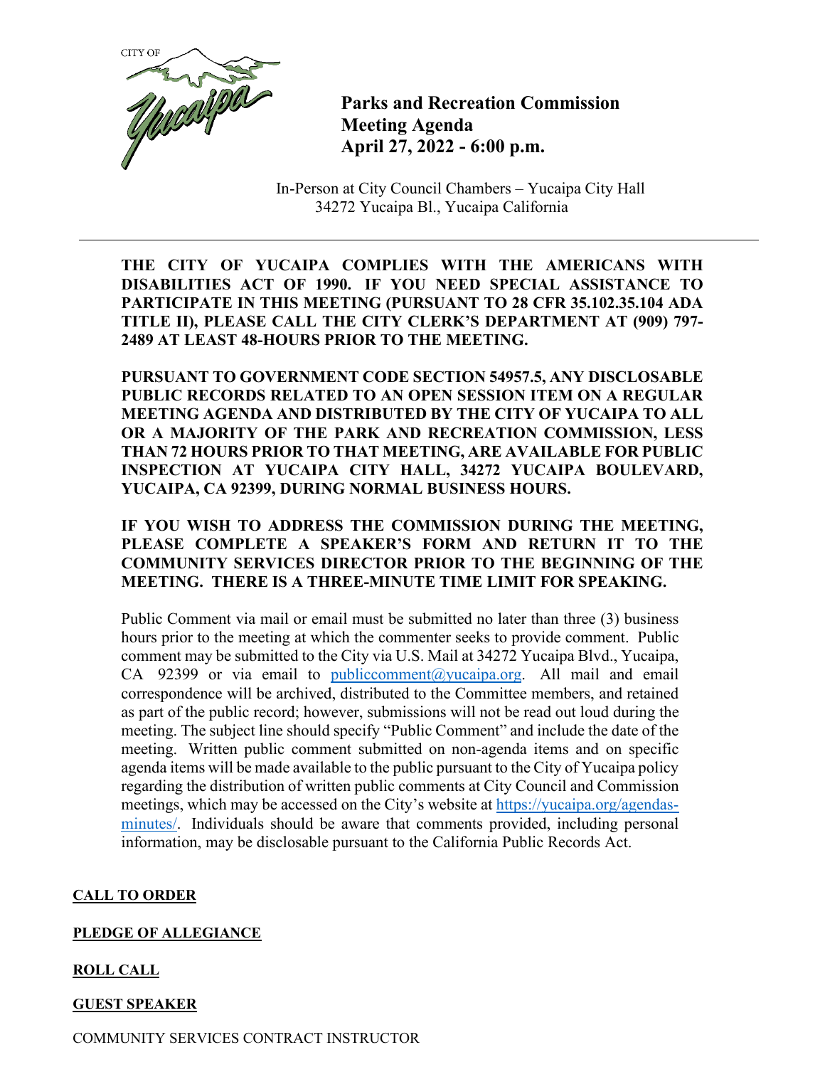CITY OF Yucaipa

# Parks and Recreation Commission Meeting Agenda April 27, 2022 - 6:00 p.m.

In-Person at City Council Chambers – Yucaipa City Hall
34272 Yucaipa Bl., Yucaipa California

---

**THE CITY OF YUCAIPA COMPLIES WITH THE AMERICANS WITH DISABILITIES ACT OF 1990. IF YOU NEED SPECIAL ASSISTANCE TO PARTICIPATE IN THIS MEETING (PURSUANT TO 28 CFR 35.102.35.104 ADA TITLE II), PLEASE CALL THE CITY CLERK'S DEPARTMENT AT (909) 797-2489 AT LEAST 48-HOURS PRIOR TO THE MEETING.**

**PURSUANT TO GOVERNMENT CODE SECTION 54957.5, ANY DISCLOSABLE PUBLIC RECORDS RELATED TO AN OPEN SESSION ITEM ON A REGULAR MEETING AGENDA AND DISTRIBUTED BY THE CITY OF YUCAIPA TO ALL OR A MAJORITY OF THE PARK AND RECREATION COMMISSION, LESS THAN 72 HOURS PRIOR TO THAT MEETING, ARE AVAILABLE FOR PUBLIC INSPECTION AT YUCAIPA CITY HALL, 34272 YUCAIPA BOULEVARD, YUCAIPA, CA 92399, DURING NORMAL BUSINESS HOURS.**

**IF YOU WISH TO ADDRESS THE COMMISSION DURING THE MEETING, PLEASE COMPLETE A SPEAKER'S FORM AND RETURN IT TO THE COMMUNITY SERVICES DIRECTOR PRIOR TO THE BEGINNING OF THE MEETING. THERE IS A THREE-MINUTE TIME LIMIT FOR SPEAKING.**

Public Comment via mail or email must be submitted no later than three (3) business hours prior to the meeting at which the commenter seeks to provide comment. Public comment may be submitted to the City via U.S. Mail at 34272 Yucaipa Blvd., Yucaipa, CA 92399 or via email to publiccomment@yucaipa.org. All mail and email correspondence will be archived, distributed to the Committee members, and retained as part of the public record; however, submissions will not be read out loud during the meeting. The subject line should specify "Public Comment" and include the date of the meeting. Written public comment submitted on non-agenda items and on specific agenda items will be made available to the public pursuant to the City of Yucaipa policy regarding the distribution of written public comments at City Council and Commission meetings, which may be accessed on the City's website at https://yucaipa.org/agendas-minutes/. Individuals should be aware that comments provided, including personal information, may be disclosable pursuant to the California Public Records Act.

**CALL TO ORDER**

**PLEDGE OF ALLEGIANCE**

**ROLL CALL**

**GUEST SPEAKER**

COMMUNITY SERVICES CONTRACT INSTRUCTOR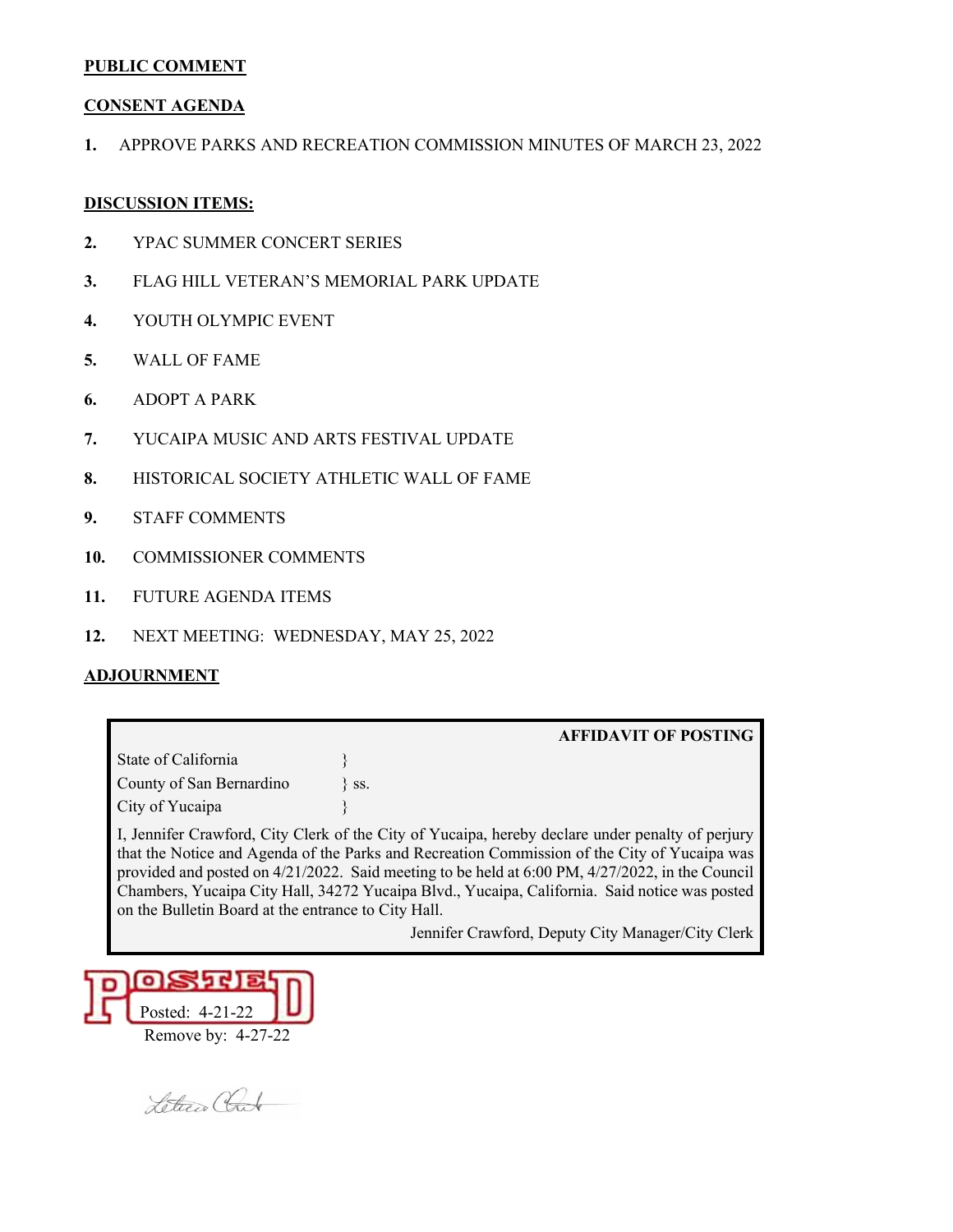**PUBLIC COMMENT**

**CONSENT AGENDA**

**1.** APPROVE PARKS AND RECREATION COMMISSION MINUTES OF MARCH 23, 2022

**DISCUSSION ITEMS:**

**2.** YPAC SUMMER CONCERT SERIES

**3.** FLAG HILL VETERAN'S MEMORIAL PARK UPDATE

**4.** YOUTH OLYMPIC EVENT

**5.** WALL OF FAME

**6.** ADOPT A PARK

**7.** YUCAIPA MUSIC AND ARTS FESTIVAL UPDATE

**8.** HISTORICAL SOCIETY ATHLETIC WALL OF FAME

**9.** STAFF COMMENTS

**10.** COMMISSIONER COMMENTS

**11.** FUTURE AGENDA ITEMS

**12.** NEXT MEETING: WEDNESDAY, MAY 25, 2022

**ADJOURNMENT**

**AFFIDAVIT OF POSTING**

State of California }
County of San Bernardino } ss.
City of Yucaipa }

I, Jennifer Crawford, City Clerk of the City of Yucaipa, hereby declare under penalty of perjury that the Notice and Agenda of the Parks and Recreation Commission of the City of Yucaipa was provided and posted on 4/21/2022. Said meeting to be held at 6:00 PM, 4/27/2022, in the Council Chambers, Yucaipa City Hall, 34272 Yucaipa Blvd., Yucaipa, California. Said notice was posted on the Bulletin Board at the entrance to City Hall.

Jennifer Crawford, Deputy City Manager/City Clerk

POSTED

Posted: 4-21-22

Remove by: 4-27-22